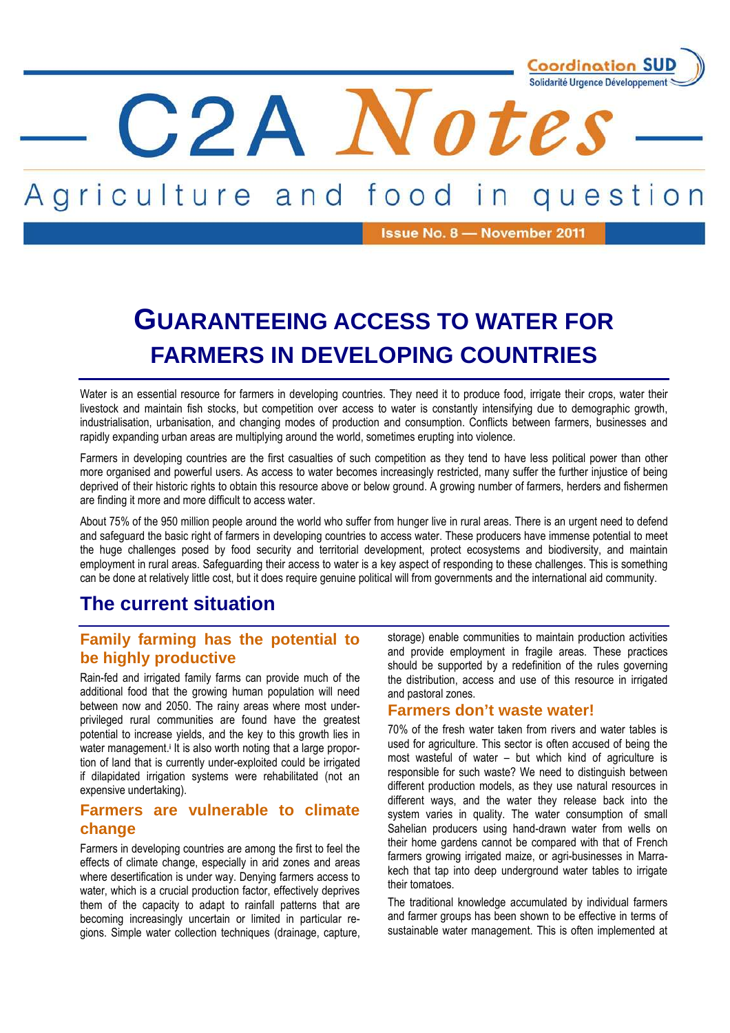Coordination SUD
Solidarité Urgence Développement

# C2A *Notes*

Agriculture and food in question

Issue No. 8 — November 2011

# GUARANTEEING ACCESS TO WATER FOR FARMERS IN DEVELOPING COUNTRIES

Water is an essential resource for farmers in developing countries. They need it to produce food, irrigate their crops, water their livestock and maintain fish stocks, but competition over access to water is constantly intensifying due to demographic growth, industrialisation, urbanisation, and changing modes of production and consumption. Conflicts between farmers, businesses and rapidly expanding urban areas are multiplying around the world, sometimes erupting into violence.

Farmers in developing countries are the first casualties of such competition as they tend to have less political power than other more organised and powerful users. As access to water becomes increasingly restricted, many suffer the further injustice of being deprived of their historic rights to obtain this resource above or below ground. A growing number of farmers, herders and fishermen are finding it more and more difficult to access water.

About 75% of the 950 million people around the world who suffer from hunger live in rural areas. There is an urgent need to defend and safeguard the basic right of farmers in developing countries to access water. These producers have immense potential to meet the huge challenges posed by food security and territorial development, protect ecosystems and biodiversity, and maintain employment in rural areas. Safeguarding their access to water is a key aspect of responding to these challenges. This is something can be done at relatively little cost, but it does require genuine political will from governments and the international aid community.

## The current situation

### Family farming has the potential to be highly productive

Rain-fed and irrigated family farms can provide much of the additional food that the growing human population will need between now and 2050. The rainy areas where most under-privileged rural communities are found have the greatest potential to increase yields, and the key to this growth lies in water management.[i] It is also worth noting that a large proportion of land that is currently under-exploited could be irrigated if dilapidated irrigation systems were rehabilitated (not an expensive undertaking).

### Farmers are vulnerable to climate change

Farmers in developing countries are among the first to feel the effects of climate change, especially in arid zones and areas where desertification is under way. Denying farmers access to water, which is a crucial production factor, effectively deprives them of the capacity to adapt to rainfall patterns that are becoming increasingly uncertain or limited in particular regions. Simple water collection techniques (drainage, capture, storage) enable communities to maintain production activities and provide employment in fragile areas. These practices should be supported by a redefinition of the rules governing the distribution, access and use of this resource in irrigated and pastoral zones.

### Farmers don't waste water!

70% of the fresh water taken from rivers and water tables is used for agriculture. This sector is often accused of being the most wasteful of water – but which kind of agriculture is responsible for such waste? We need to distinguish between different production models, as they use natural resources in different ways, and the water they release back into the system varies in quality. The water consumption of small Sahelian producers using hand-drawn water from wells on their home gardens cannot be compared with that of French farmers growing irrigated maize, or agri-businesses in Marrakech that tap into deep underground water tables to irrigate their tomatoes.

The traditional knowledge accumulated by individual farmers and farmer groups has been shown to be effective in terms of sustainable water management. This is often implemented at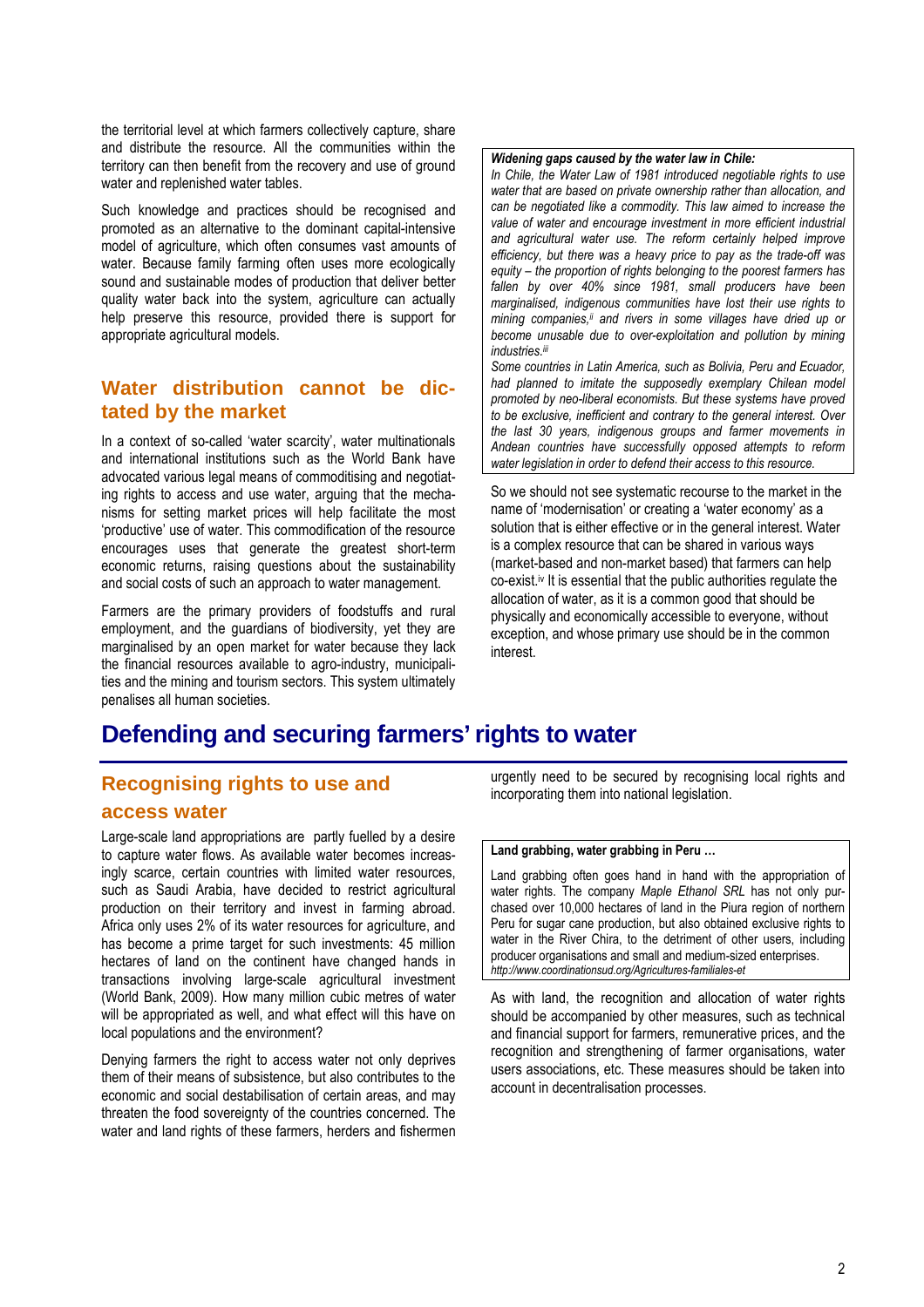the territorial level at which farmers collectively capture, share and distribute the resource. All the communities within the territory can then benefit from the recovery and use of ground water and replenished water tables.

Such knowledge and practices should be recognised and promoted as an alternative to the dominant capital-intensive model of agriculture, which often consumes vast amounts of water. Because family farming often uses more ecologically sound and sustainable modes of production that deliver better quality water back into the system, agriculture can actually help preserve this resource, provided there is support for appropriate agricultural models.

### Water distribution cannot be dictated by the market

In a context of so-called 'water scarcity', water multinationals and international institutions such as the World Bank have advocated various legal means of commoditising and negotiating rights to access and use water, arguing that the mechanisms for setting market prices will help facilitate the most 'productive' use of water. This commodification of the resource encourages uses that generate the greatest short-term economic returns, raising questions about the sustainability and social costs of such an approach to water management.

Farmers are the primary providers of foodstuffs and rural employment, and the guardians of biodiversity, yet they are marginalised by an open market for water because they lack the financial resources available to agro-industry, municipalities and the mining and tourism sectors. This system ultimately penalises all human societies.

> ***Widening gaps caused by the water law in Chile:***
> *In Chile, the Water Law of 1981 introduced negotiable rights to use water that are based on private ownership rather than allocation, and can be negotiated like a commodity. This law aimed to increase the value of water and encourage investment in more efficient industrial and agricultural water use. The reform certainly helped improve efficiency, but there was a heavy price to pay as the trade-off was equity – the proportion of rights belonging to the poorest farmers has fallen by over 40% since 1981, small producers have been marginalised, indigenous communities have lost their use rights to mining companies,[ii] and rivers in some villages have dried up or become unusable due to over-exploitation and pollution by mining industries.[iii]*
> *Some countries in Latin America, such as Bolivia, Peru and Ecuador, had planned to imitate the supposedly exemplary Chilean model promoted by neo-liberal economists. But these systems have proved to be exclusive, inefficient and contrary to the general interest. Over the last 30 years, indigenous groups and farmer movements in Andean countries have successfully opposed attempts to reform water legislation in order to defend their access to this resource.*

So we should not see systematic recourse to the market in the name of 'modernisation' or creating a 'water economy' as a solution that is either effective or in the general interest. Water is a complex resource that can be shared in various ways (market-based and non-market based) that farmers can help co-exist.[iv] It is essential that the public authorities regulate the allocation of water, as it is a common good that should be physically and economically accessible to everyone, without exception, and whose primary use should be in the common interest.

## Defending and securing farmers' rights to water

### Recognising rights to use and access water

Large-scale land appropriations are partly fuelled by a desire to capture water flows. As available water becomes increasingly scarce, certain countries with limited water resources, such as Saudi Arabia, have decided to restrict agricultural production on their territory and invest in farming abroad. Africa only uses 2% of its water resources for agriculture, and has become a prime target for such investments: 45 million hectares of land on the continent have changed hands in transactions involving large-scale agricultural investment (World Bank, 2009). How many million cubic metres of water will be appropriated as well, and what effect will this have on local populations and the environment?

Denying farmers the right to access water not only deprives them of their means of subsistence, but also contributes to the economic and social destabilisation of certain areas, and may threaten the food sovereignty of the countries concerned. The water and land rights of these farmers, herders and fishermen urgently need to be secured by recognising local rights and incorporating them into national legislation.

> **Land grabbing, water grabbing in Peru …**
>
> Land grabbing often goes hand in hand with the appropriation of water rights. The company *Maple Ethanol SRL* has not only purchased over 10,000 hectares of land in the Piura region of northern Peru for sugar cane production, but also obtained exclusive rights to water in the River Chira, to the detriment of other users, including producer organisations and small and medium-sized enterprises.
> *http://www.coordinationsud.org/Agricultures-familiales-et*

As with land, the recognition and allocation of water rights should be accompanied by other measures, such as technical and financial support for farmers, remunerative prices, and the recognition and strengthening of farmer organisations, water users associations, etc. These measures should be taken into account in decentralisation processes.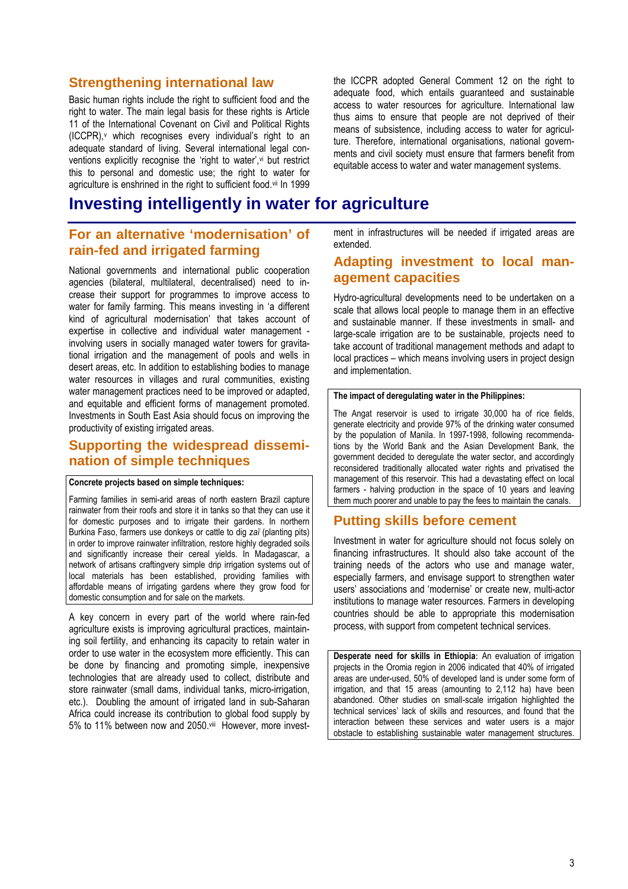## Strengthening international law

Basic human rights include the right to sufficient food and the right to water. The main legal basis for these rights is Article 11 of the International Covenant on Civil and Political Rights (ICCPR),[v] which recognises every individual's right to an adequate standard of living. Several international legal conventions explicitly recognise the 'right to water',[vi] but restrict this to personal and domestic use; the right to water for agriculture is enshrined in the right to sufficient food.[vii] In 1999 the ICCPR adopted General Comment 12 on the right to adequate food, which entails guaranteed and sustainable access to water resources for agriculture. International law thus aims to ensure that people are not deprived of their means of subsistence, including access to water for agriculture. Therefore, international organisations, national governments and civil society must ensure that farmers benefit from equitable access to water and water management systems.

# Investing intelligently in water for agriculture

## For an alternative 'modernisation' of rain-fed and irrigated farming

National governments and international public cooperation agencies (bilateral, multilateral, decentralised) need to increase their support for programmes to improve access to water for family farming. This means investing in 'a different kind of agricultural modernisation' that takes account of expertise in collective and individual water management - involving users in socially managed water towers for gravitational irrigation and the management of pools and wells in desert areas, etc. In addition to establishing bodies to manage water resources in villages and rural communities, existing water management practices need to be improved or adapted, and equitable and efficient forms of management promoted. Investments in South East Asia should focus on improving the productivity of existing irrigated areas.

## Supporting the widespread dissemination of simple techniques

**Concrete projects based on simple techniques:**

Farming families in semi-arid areas of north eastern Brazil capture rainwater from their roofs and store it in tanks so that they can use it for domestic purposes and to irrigate their gardens. In northern Burkina Faso, farmers use donkeys or cattle to dig *zaï* (planting pits) in order to improve rainwater infiltration, restore highly degraded soils and significantly increase their cereal yields. In Madagascar, a network of artisans craftingvery simple drip irrigation systems out of local materials has been established, providing families with affordable means of irrigating gardens where they grow food for domestic consumption and for sale on the markets.

A key concern in every part of the world where rain-fed agriculture exists is improving agricultural practices, maintaining soil fertility, and enhancing its capacity to retain water in order to use water in the ecosystem more efficiently. This can be done by financing and promoting simple, inexpensive technologies that are already used to collect, distribute and store rainwater (small dams, individual tanks, micro-irrigation, etc.). Doubling the amount of irrigated land in sub-Saharan Africa could increase its contribution to global food supply by 5% to 11% between now and 2050.[viii] However, more investment in infrastructures will be needed if irrigated areas are extended.

## Adapting investment to local management capacities

Hydro-agricultural developments need to be undertaken on a scale that allows local people to manage them in an effective and sustainable manner. If these investments in small- and large-scale irrigation are to be sustainable, projects need to take account of traditional management methods and adapt to local practices – which means involving users in project design and implementation.

**The impact of deregulating water in the Philippines:**

The Angat reservoir is used to irrigate 30,000 ha of rice fields, generate electricity and provide 97% of the drinking water consumed by the population of Manila. In 1997-1998, following recommendations by the World Bank and the Asian Development Bank, the government decided to deregulate the water sector, and accordingly reconsidered traditionally allocated water rights and privatised the management of this reservoir. This had a devastating effect on local farmers - halving production in the space of 10 years and leaving them much poorer and unable to pay the fees to maintain the canals.

## Putting skills before cement

Investment in water for agriculture should not focus solely on financing infrastructures. It should also take account of the training needs of the actors who use and manage water, especially farmers, and envisage support to strengthen water users' associations and 'modernise' or create new, multi-actor institutions to manage water resources. Farmers in developing countries should be able to appropriate this modernisation process, with support from competent technical services.

**Desperate need for skills in Ethiopia**: An evaluation of irrigation projects in the Oromia region in 2006 indicated that 40% of irrigated areas are under-used, 50% of developed land is under some form of irrigation, and that 15 areas (amounting to 2,112 ha) have been abandoned. Other studies on small-scale irrigation highlighted the technical services' lack of skills and resources, and found that the interaction between these services and water users is a major obstacle to establishing sustainable water management structures.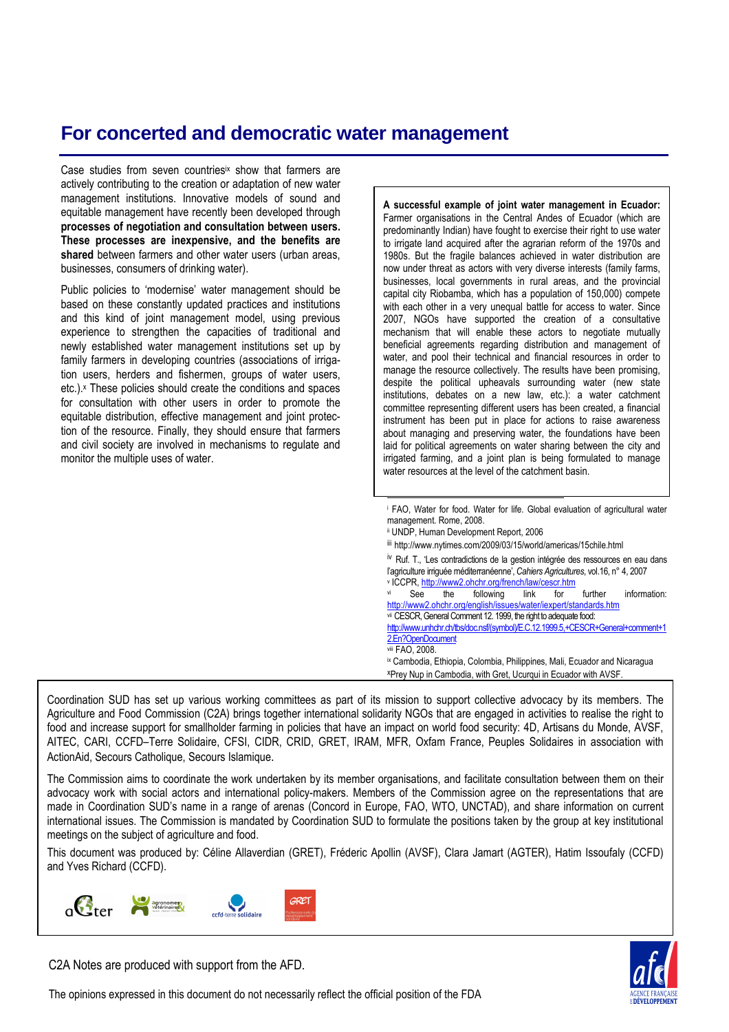# For concerted and democratic water management

Case studies from seven countries[ix] show that farmers are actively contributing to the creation or adaptation of new water management institutions. Innovative models of sound and equitable management have recently been developed through **processes of negotiation and consultation between users. These processes are inexpensive, and the benefits are shared** between farmers and other water users (urban areas, businesses, consumers of drinking water).

Public policies to 'modernise' water management should be based on these constantly updated practices and institutions and this kind of joint management model, using previous experience to strengthen the capacities of traditional and newly established water management institutions set up by family farmers in developing countries (associations of irrigation users, herders and fishermen, groups of water users, etc.).[x] These policies should create the conditions and spaces for consultation with other users in order to promote the equitable distribution, effective management and joint protection of the resource. Finally, they should ensure that farmers and civil society are involved in mechanisms to regulate and monitor the multiple uses of water.

**A successful example of joint water management in Ecuador:** Farmer organisations in the Central Andes of Ecuador (which are predominantly Indian) have fought to exercise their right to use water to irrigate land acquired after the agrarian reform of the 1970s and 1980s. But the fragile balances achieved in water distribution are now under threat as actors with very diverse interests (family farms, businesses, local governments in rural areas, and the provincial capital city Riobamba, which has a population of 150,000) compete with each other in a very unequal battle for access to water. Since 2007, NGOs have supported the creation of a consultative mechanism that will enable these actors to negotiate mutually beneficial agreements regarding distribution and management of water, and pool their technical and financial resources in order to manage the resource collectively. The results have been promising, despite the political upheavals surrounding water (new state institutions, debates on a new law, etc.): a water catchment committee representing different users has been created, a financial instrument has been put in place for actions to raise awareness about managing and preserving water, the foundations have been laid for political agreements on water sharing between the city and irrigated farming, and a joint plan is being formulated to manage water resources at the level of the catchment basin.

---

[i] FAO, Water for food. Water for life. Global evaluation of agricultural water management. Rome, 2008.

[ii] UNDP, Human Development Report, 2006

[iii] http://www.nytimes.com/2009/03/15/world/americas/15chile.html

[iv] Ruf. T., 'Les contradictions de la gestion intégrée des ressources en eau dans l'agriculture irriguée méditerranéenne', *Cahiers Agricultures*, vol.16, n° 4, 2007

[v] ICCPR, http://www2.ohchr.org/french/law/cescr.htm

[vi] See the following link for further information: http://www2.ohchr.org/english/issues/water/iexpert/standards.htm

[vii] CESCR, General Comment 12. 1999, the right to adequate food: http://www.unhchr.ch/tbs/doc.nsf/(symbol)/E.C.12.1999.5,+CESCR+General+comment+12.En?OpenDocument

[viii] FAO, 2008.

[ix] Cambodia, Ethiopia, Colombia, Philippines, Mali, Ecuador and Nicaragua

[x] Prey Nup in Cambodia, with Gret, Ucurqui in Ecuador with AVSF.

---

Coordination SUD has set up various working committees as part of its mission to support collective advocacy by its members. The Agriculture and Food Commission (C2A) brings together international solidarity NGOs that are engaged in activities to realise the right to food and increase support for smallholder farming in policies that have an impact on world food security: 4D, Artisans du Monde, AVSF, AITEC, CARI, CCFD–Terre Solidaire, CFSI, CIDR, CRID, GRET, IRAM, MFR, Oxfam France, Peuples Solidaires in association with ActionAid, Secours Catholique, Secours Islamique.

The Commission aims to coordinate the work undertaken by its member organisations, and facilitate consultation between them on their advocacy work with social actors and international policy-makers. Members of the Commission agree on the representations that are made in Coordination SUD's name in a range of arenas (Concord in Europe, FAO, WTO, UNCTAD), and share information on current international issues. The Commission is mandated by Coordination SUD to formulate the positions taken by the group at key institutional meetings on the subject of agriculture and food.

This document was produced by: Céline Allaverdian (GRET), Fréderic Apollin (AVSF), Clara Jamart (AGTER), Hatim Issoufaly (CCFD) and Yves Richard (CCFD).

C2A Notes are produced with support from the AFD.

The opinions expressed in this document do not necessarily reflect the official position of the FDA